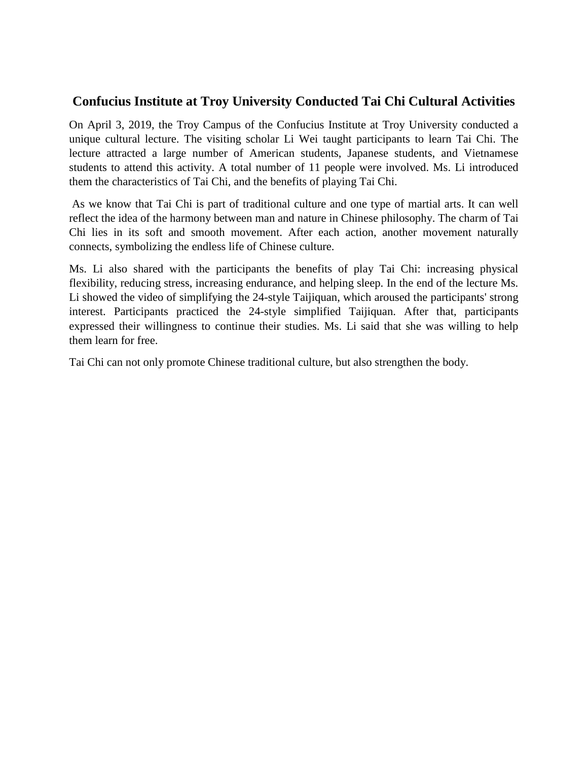# Confucius Institute at Troy University Conducted Tai Chi Cultural Activities

On April 3, 2019, the Troy Campus of the Confucius Institute at Troy University conducted a unique cultural lecture. The visiting scholar Li Wei taught participants to learn Tai Chi. The lecture attracted a large number of American students, Japanese students, and Vietnamese students to attend this activity. A total number of 11 people were involved. Ms. Li introduced them the characteristics of Tai Chi, and the benefits of playing Tai Chi.

As we know that Tai Chi is part of traditional culture and one type of martial arts. It can well reflect the idea of the harmony between man and nature in Chinese philosophy. The charm of Tai Chi lies in its soft and smooth movement. After each action, another movement naturally connects, symbolizing the endless life of Chinese culture.

Ms. Li also shared with the participants the benefits of play Tai Chi: increasing physical flexibility, reducing stress, increasing endurance, and helping sleep. In the end of the lecture Ms. Li showed the video of simplifying the 24-style Taijiquan, which aroused the participants' strong interest. Participants practiced the 24-style simplified Taijiquan. After that, participants expressed their willingness to continue their studies. Ms. Li said that she was willing to help them learn for free.

Tai Chi can not only promote Chinese traditional culture, but also strengthen the body.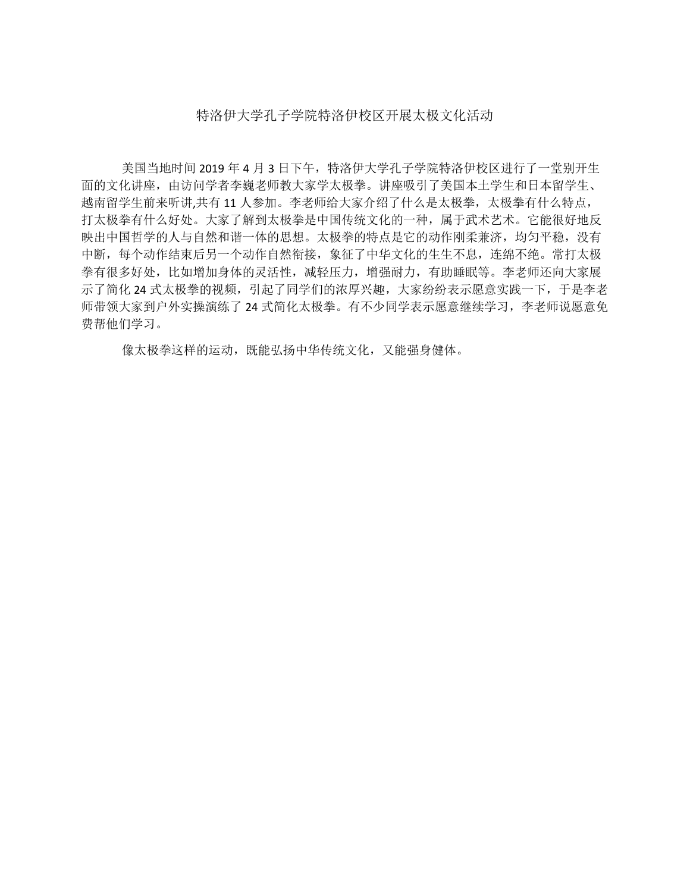# 特洛伊大学孔子学院特洛伊校区开展太极文化活动

美国当地时间 2019 年 4 月 3 日下午，特洛伊大学孔子学院特洛伊校区进行了一堂别开生面的文化讲座，由访问学者李巍老师教大家学太极拳。讲座吸引了美国本土学生和日本留学生、越南留学生前来听讲,共有 11 人参加。李老师给大家介绍了什么是太极拳，太极拳有什么特点，打太极拳有什么好处。大家了解到太极拳是中国传统文化的一种，属于武术艺术。它能很好地反映出中国哲学的人与自然和谐一体的思想。太极拳的特点是它的动作刚柔兼济，均匀平稳，没有中断，每个动作结束后另一个动作自然衔接，象征了中华文化的生生不息，连绵不绝。常打太极拳有很多好处，比如增加身体的灵活性，减轻压力，增强耐力，有助睡眠等。李老师还向大家展示了简化 24 式太极拳的视频，引起了同学们的浓厚兴趣，大家纷纷表示愿意实践一下，于是李老师带领大家到户外实操演练了 24 式简化太极拳。有不少同学表示愿意继续学习，李老师说愿意免费帮他们学习。

像太极拳这样的运动，既能弘扬中华传统文化，又能强身健体。